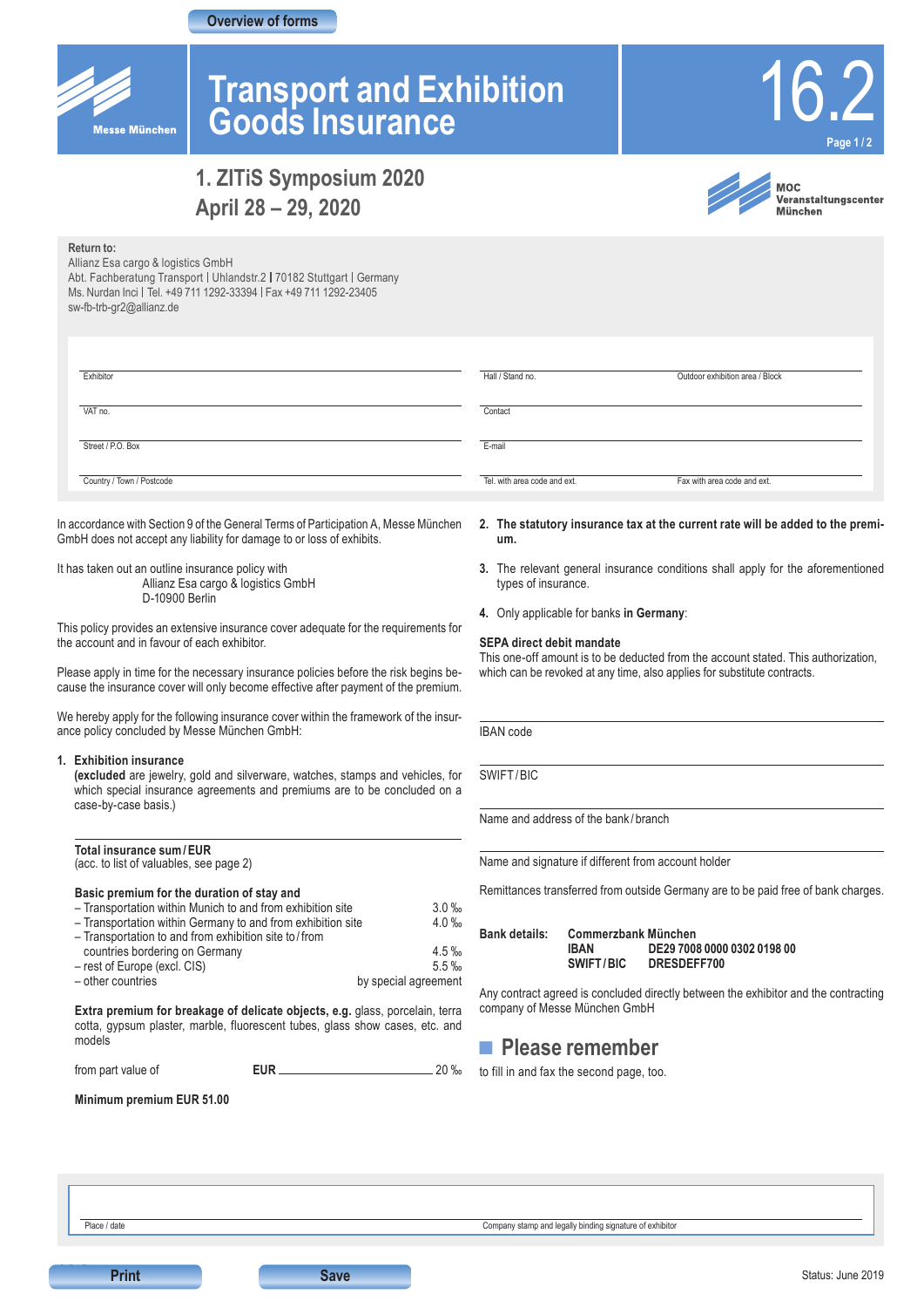Overview of forms

Messe München

# Transport and Exhibition Goods Insurance

16.2

## 1. ZITiS Symposium 2020
## April 28 – 29, 2020

MOC Veranstaltungscenter München

**Return to:**
Allianz Esa cargo & logistics GmbH
Abt. Fachberatung Transport | Uhlandstr.2 | 70182 Stuttgart | Germany
Ms. Nurdan Inci | Tel. +49 711 1292-33394 | Fax +49 711 1292-23405
sw-fb-trb-gr2@allianz.de

| | | |
|---|---|---|
| Exhibitor | Hall / Stand no. | Outdoor exhibition area / Block |
| VAT no. | Contact | |
| Street / P.O. Box | E-mail | |
| Country / Town / Postcode | Tel. with area code and ext. | Fax with area code and ext. |

In accordance with Section 9 of the General Terms of Participation A, Messe München GmbH does not accept any liability for damage to or loss of exhibits.

It has taken out an outline insurance policy with
Allianz Esa cargo & logistics GmbH
D-10900 Berlin

This policy provides an extensive insurance cover adequate for the requirements for the account and in favour of each exhibitor.

Please apply in time for the necessary insurance policies before the risk begins because the insurance cover will only become effective after payment of the premium.

We hereby apply for the following insurance cover within the framework of the insurance policy concluded by Messe München GmbH:

1. **Exhibition insurance**
   **(excluded** are jewelry, gold and silverware, watches, stamps and vehicles, for which special insurance agreements and premiums are to be concluded on a case-by-case basis.)

**Total insurance sum / EUR**
(acc. to list of valuables, see page 2)

**Basic premium for the duration of stay and**

| | |
|---|---|
| – Transportation within Munich to and from exhibition site | 3.0 ‰ |
| – Transportation within Germany to and from exhibition site | 4.0 ‰ |
| – Transportation to and from exhibition site to / from countries bordering on Germany | 4.5 ‰ |
| – rest of Europe (excl. CIS) | 5.5 ‰ |
| – other countries | by special agreement |

**Extra premium for breakage of delicate objects, e.g.** glass, porcelain, terra cotta, gypsum plaster, marble, fluorescent tubes, glass show cases, etc. and models

from part value of **EUR** ______________ 20 ‰

**Minimum premium EUR 51.00**

2. **The statutory insurance tax at the current rate will be added to the premium.**

3. The relevant general insurance conditions shall apply for the aforementioned types of insurance.

4. Only applicable for banks **in Germany**:

**SEPA direct debit mandate**
This one-off amount is to be deducted from the account stated. This authorization, which can be revoked at any time, also applies for substitute contracts.

IBAN code

SWIFT / BIC

Name and address of the bank / branch

Name and signature if different from account holder

Remittances transferred from outside Germany are to be paid free of bank charges.

| **Bank details:** | **Commerzbank München** | |
|---|---|---|
| | **IBAN** | **DE29 7008 0000 0302 0198 00** |
| | **SWIFT / BIC** | **DRESDEFF700** |

Any contract agreed is concluded directly between the exhibitor and the contracting company of Messe München GmbH

## Please remember

to fill in and fax the second page, too.

Place / date

Company stamp and legally binding signature of exhibitor

Print　Save

Status: June 2019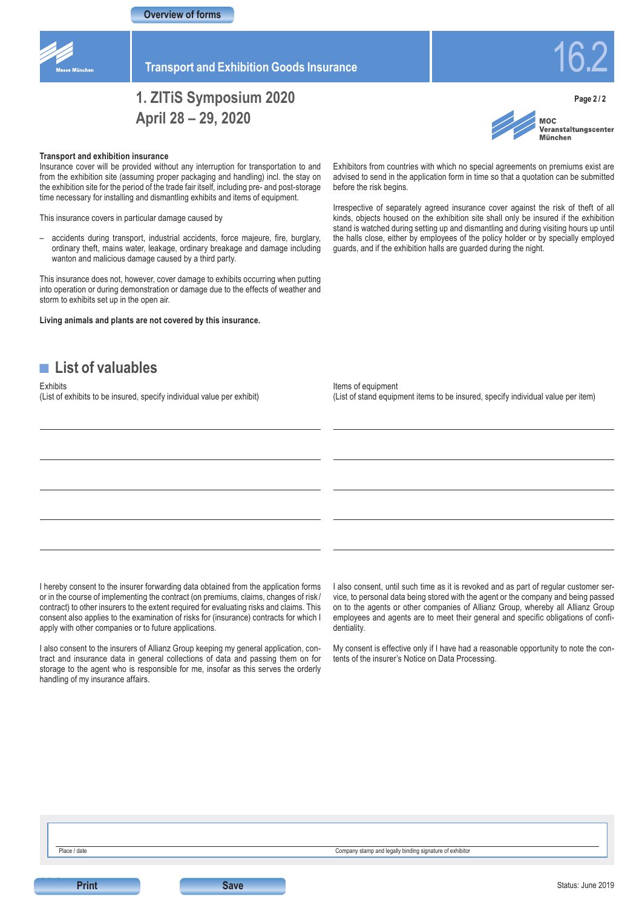# Transport and Exhibition Goods Insurance

16.2

## 1. ZITiS Symposium 2020
## April 28 – 29, 2020

MOC Veranstaltungscenter München

**Transport and exhibition insurance**

Insurance cover will be provided without any interruption for transportation to and from the exhibition site (assuming proper packaging and handling) incl. the stay on the exhibition site for the period of the trade fair itself, including pre- and post-storage time necessary for installing and dismantling exhibits and items of equipment.

This insurance covers in particular damage caused by

- accidents during transport, industrial accidents, force majeure, fire, burglary, ordinary theft, mains water, leakage, ordinary breakage and damage including wanton and malicious damage caused by a third party.

This insurance does not, however, cover damage to exhibits occurring when putting into operation or during demonstration or damage due to the effects of weather and storm to exhibits set up in the open air.

**Living animals and plants are not covered by this insurance.**

Exhibitors from countries with which no special agreements on premiums exist are advised to send in the application form in time so that a quotation can be submitted before the risk begins.

Irrespective of separately agreed insurance cover against the risk of theft of all kinds, objects housed on the exhibition site shall only be insured if the exhibition stand is watched during setting up and dismantling and during visiting hours up until the halls close, either by employees of the policy holder or by specially employed guards, and if the exhibition halls are guarded during the night.

## List of valuables

| Exhibits<br>(List of exhibits to be insured, specify individual value per exhibit) | Items of equipment<br>(List of stand equipment items to be insured, specify individual value per item) |
|---|---|
| | |
| | |
| | |
| | |
| | |

I hereby consent to the insurer forwarding data obtained from the application forms or in the course of implementing the contract (on premiums, claims, changes of risk / contract) to other insurers to the extent required for evaluating risks and claims. This consent also applies to the examination of risks for (insurance) contracts for which I apply with other companies or to future applications.

I also consent to the insurers of Allianz Group keeping my general application, contract and insurance data in general collections of data and passing them on for storage to the agent who is responsible for me, insofar as this serves the orderly handling of my insurance affairs.

I also consent, until such time as it is revoked and as part of regular customer service, to personal data being stored with the agent or the company and being passed on to the agents or other companies of Allianz Group, whereby all Allianz Group employees and agents are to meet their general and specific obligations of confidentiality.

My consent is effective only if I have had a reasonable opportunity to note the contents of the insurer's Notice on Data Processing.

Place / date

Company stamp and legally binding signature of exhibitor

Status: June 2019